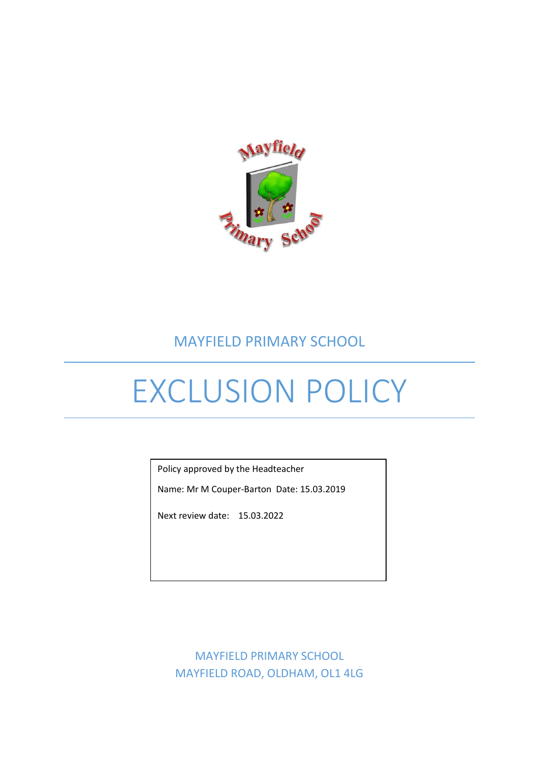MAYFIELD PRIMARY SCHOOL

# EXCLUSION POLICY

Policy approved by the Headteacher

Name: Mr M Couper-Barton Date: 15.03.2019

Next review date: 15.03.2022

MAYFIELD PRIMARY SCHOOL
MAYFIELD ROAD, OLDHAM, OL1 4LG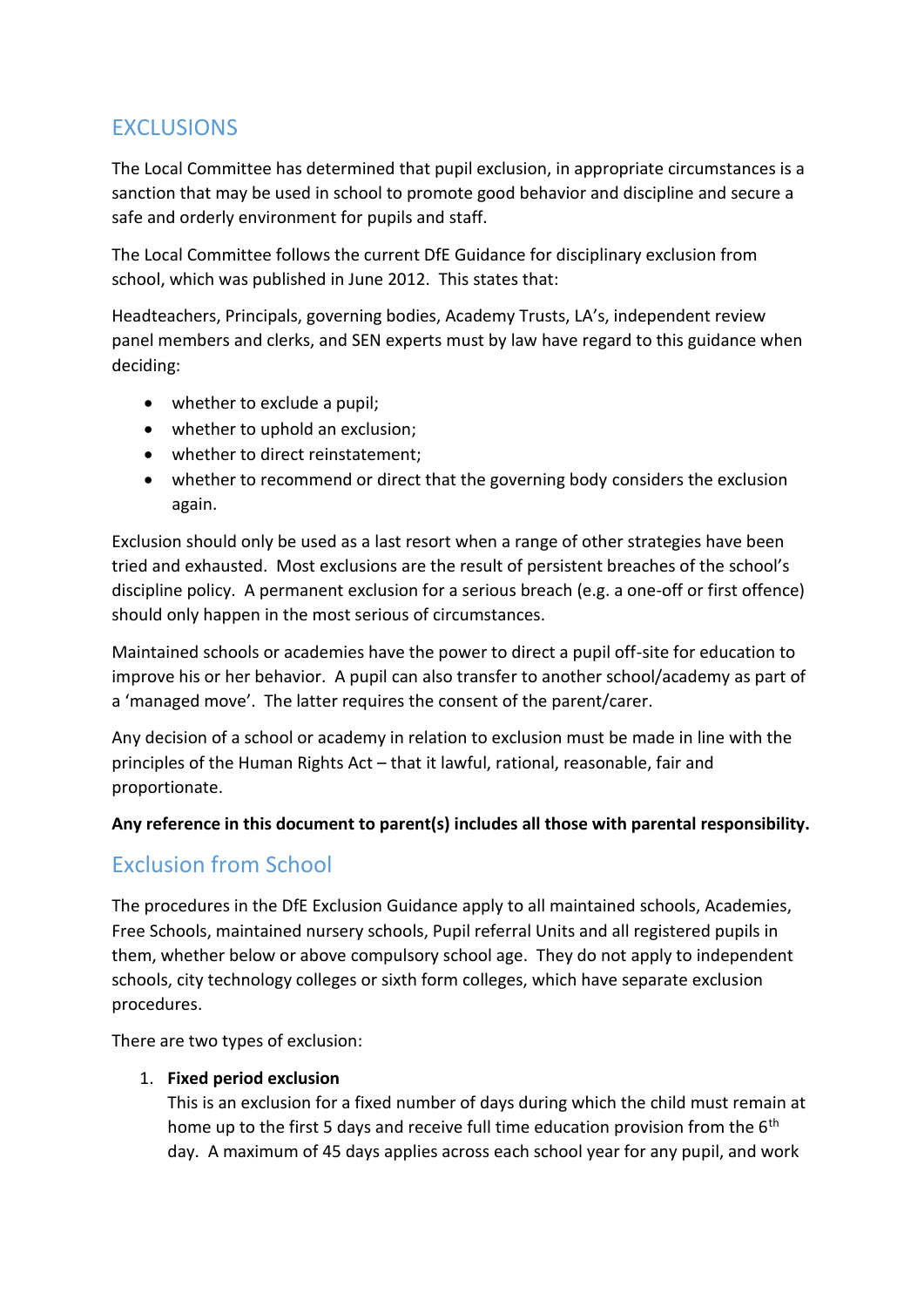## EXCLUSIONS

The Local Committee has determined that pupil exclusion, in appropriate circumstances is a sanction that may be used in school to promote good behavior and discipline and secure a safe and orderly environment for pupils and staff.

The Local Committee follows the current DfE Guidance for disciplinary exclusion from school, which was published in June 2012. This states that:

Headteachers, Principals, governing bodies, Academy Trusts, LA's, independent review panel members and clerks, and SEN experts must by law have regard to this guidance when deciding:

- whether to exclude a pupil;
- whether to uphold an exclusion;
- whether to direct reinstatement;
- whether to recommend or direct that the governing body considers the exclusion again.

Exclusion should only be used as a last resort when a range of other strategies have been tried and exhausted. Most exclusions are the result of persistent breaches of the school's discipline policy. A permanent exclusion for a serious breach (e.g. a one-off or first offence) should only happen in the most serious of circumstances.

Maintained schools or academies have the power to direct a pupil off-site for education to improve his or her behavior. A pupil can also transfer to another school/academy as part of a 'managed move'. The latter requires the consent of the parent/carer.

Any decision of a school or academy in relation to exclusion must be made in line with the principles of the Human Rights Act – that it lawful, rational, reasonable, fair and proportionate.

**Any reference in this document to parent(s) includes all those with parental responsibility.**

## Exclusion from School

The procedures in the DfE Exclusion Guidance apply to all maintained schools, Academies, Free Schools, maintained nursery schools, Pupil referral Units and all registered pupils in them, whether below or above compulsory school age. They do not apply to independent schools, city technology colleges or sixth form colleges, which have separate exclusion procedures.

There are two types of exclusion:

1. **Fixed period exclusion**
   This is an exclusion for a fixed number of days during which the child must remain at home up to the first 5 days and receive full time education provision from the 6th day. A maximum of 45 days applies across each school year for any pupil, and work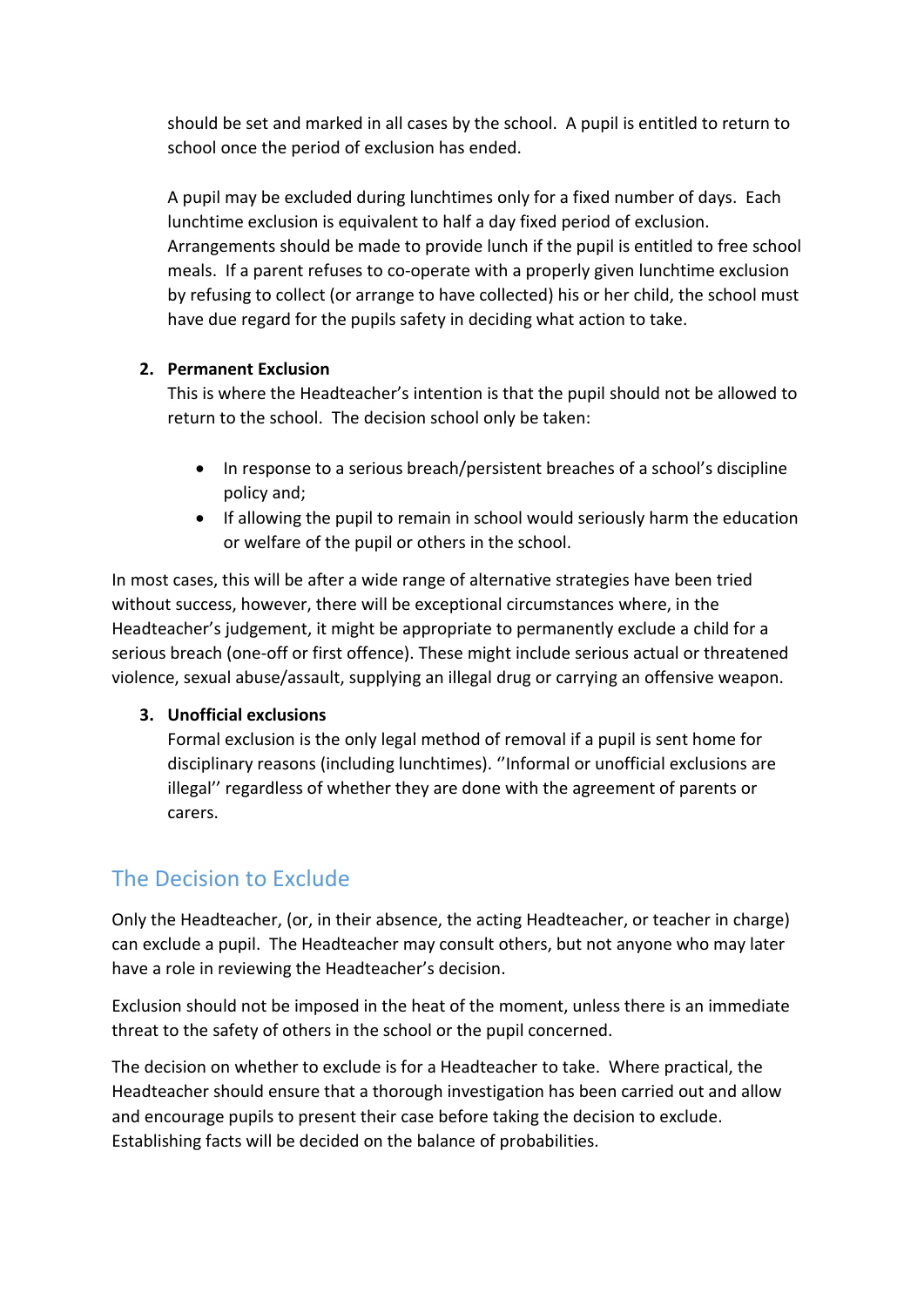should be set and marked in all cases by the school. A pupil is entitled to return to school once the period of exclusion has ended.

A pupil may be excluded during lunchtimes only for a fixed number of days. Each lunchtime exclusion is equivalent to half a day fixed period of exclusion. Arrangements should be made to provide lunch if the pupil is entitled to free school meals. If a parent refuses to co-operate with a properly given lunchtime exclusion by refusing to collect (or arrange to have collected) his or her child, the school must have due regard for the pupils safety in deciding what action to take.

2. **Permanent Exclusion**
   This is where the Headteacher's intention is that the pupil should not be allowed to return to the school. The decision school only be taken:

   - In response to a serious breach/persistent breaches of a school's discipline policy and;
   - If allowing the pupil to remain in school would seriously harm the education or welfare of the pupil or others in the school.

In most cases, this will be after a wide range of alternative strategies have been tried without success, however, there will be exceptional circumstances where, in the Headteacher's judgement, it might be appropriate to permanently exclude a child for a serious breach (one-off or first offence). These might include serious actual or threatened violence, sexual abuse/assault, supplying an illegal drug or carrying an offensive weapon.

3. **Unofficial exclusions**
   Formal exclusion is the only legal method of removal if a pupil is sent home for disciplinary reasons (including lunchtimes). ''Informal or unofficial exclusions are illegal'' regardless of whether they are done with the agreement of parents or carers.

## The Decision to Exclude

Only the Headteacher, (or, in their absence, the acting Headteacher, or teacher in charge) can exclude a pupil. The Headteacher may consult others, but not anyone who may later have a role in reviewing the Headteacher's decision.

Exclusion should not be imposed in the heat of the moment, unless there is an immediate threat to the safety of others in the school or the pupil concerned.

The decision on whether to exclude is for a Headteacher to take. Where practical, the Headteacher should ensure that a thorough investigation has been carried out and allow and encourage pupils to present their case before taking the decision to exclude. Establishing facts will be decided on the balance of probabilities.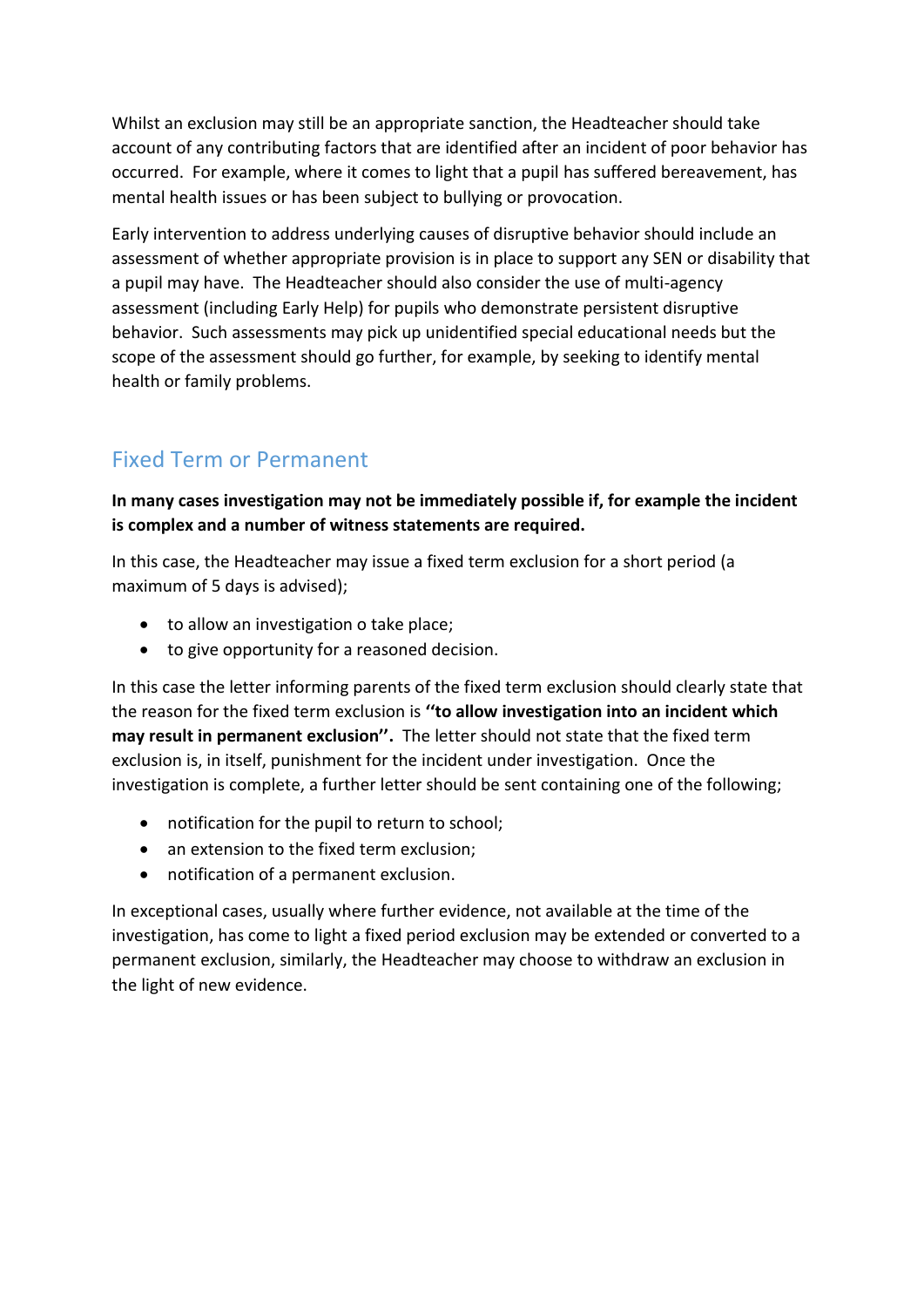Whilst an exclusion may still be an appropriate sanction, the Headteacher should take account of any contributing factors that are identified after an incident of poor behavior has occurred. For example, where it comes to light that a pupil has suffered bereavement, has mental health issues or has been subject to bullying or provocation.

Early intervention to address underlying causes of disruptive behavior should include an assessment of whether appropriate provision is in place to support any SEN or disability that a pupil may have. The Headteacher should also consider the use of multi-agency assessment (including Early Help) for pupils who demonstrate persistent disruptive behavior. Such assessments may pick up unidentified special educational needs but the scope of the assessment should go further, for example, by seeking to identify mental health or family problems.

## Fixed Term or Permanent

**In many cases investigation may not be immediately possible if, for example the incident is complex and a number of witness statements are required.**

In this case, the Headteacher may issue a fixed term exclusion for a short period (a maximum of 5 days is advised);

- to allow an investigation o take place;
- to give opportunity for a reasoned decision.

In this case the letter informing parents of the fixed term exclusion should clearly state that the reason for the fixed term exclusion is **''to allow investigation into an incident which may result in permanent exclusion''.** The letter should not state that the fixed term exclusion is, in itself, punishment for the incident under investigation. Once the investigation is complete, a further letter should be sent containing one of the following;

- notification for the pupil to return to school;
- an extension to the fixed term exclusion;
- notification of a permanent exclusion.

In exceptional cases, usually where further evidence, not available at the time of the investigation, has come to light a fixed period exclusion may be extended or converted to a permanent exclusion, similarly, the Headteacher may choose to withdraw an exclusion in the light of new evidence.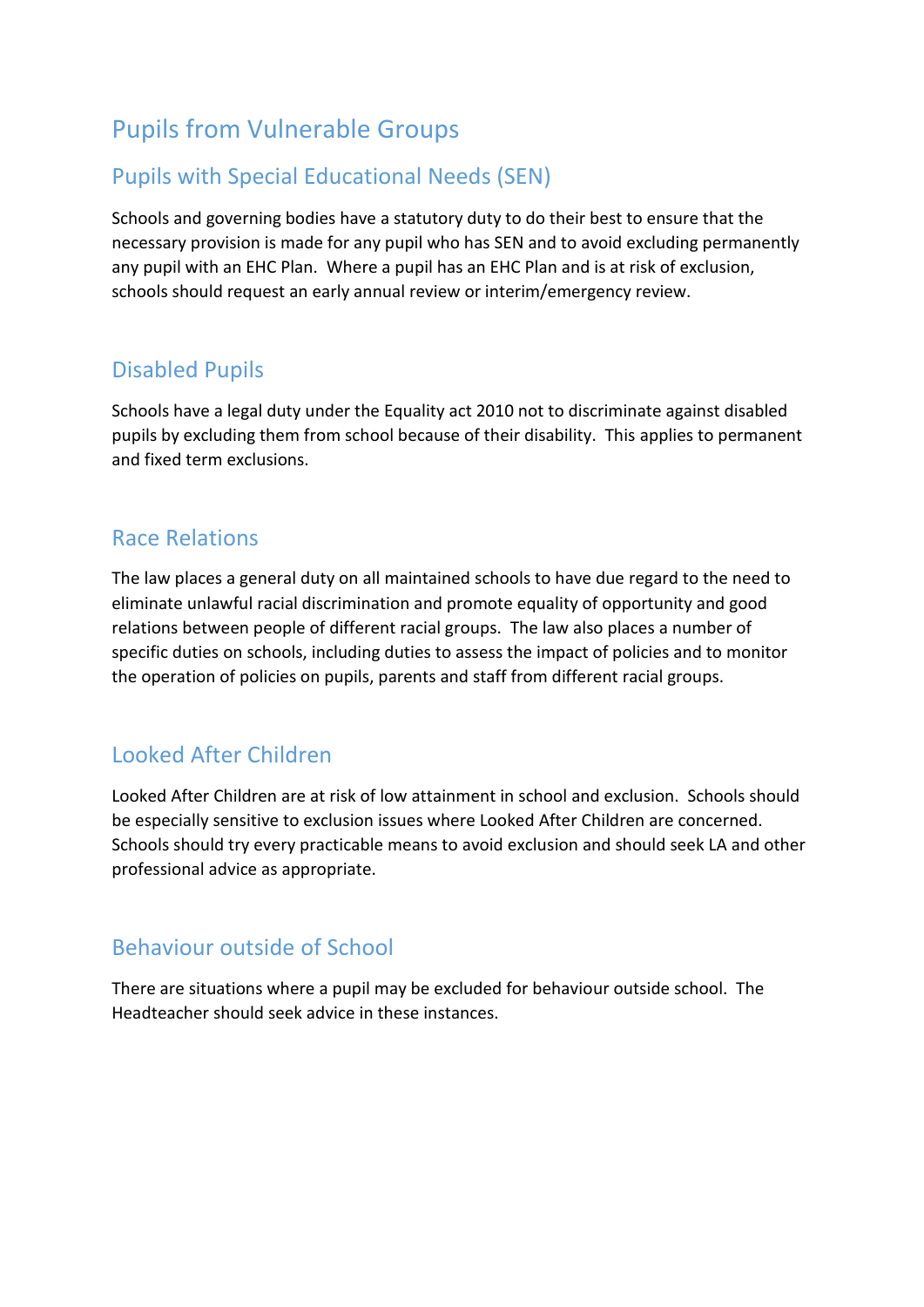# Pupils from Vulnerable Groups

## Pupils with Special Educational Needs (SEN)

Schools and governing bodies have a statutory duty to do their best to ensure that the necessary provision is made for any pupil who has SEN and to avoid excluding permanently any pupil with an EHC Plan. Where a pupil has an EHC Plan and is at risk of exclusion, schools should request an early annual review or interim/emergency review.

## Disabled Pupils

Schools have a legal duty under the Equality act 2010 not to discriminate against disabled pupils by excluding them from school because of their disability. This applies to permanent and fixed term exclusions.

## Race Relations

The law places a general duty on all maintained schools to have due regard to the need to eliminate unlawful racial discrimination and promote equality of opportunity and good relations between people of different racial groups. The law also places a number of specific duties on schools, including duties to assess the impact of policies and to monitor the operation of policies on pupils, parents and staff from different racial groups.

## Looked After Children

Looked After Children are at risk of low attainment in school and exclusion. Schools should be especially sensitive to exclusion issues where Looked After Children are concerned. Schools should try every practicable means to avoid exclusion and should seek LA and other professional advice as appropriate.

## Behaviour outside of School

There are situations where a pupil may be excluded for behaviour outside school. The Headteacher should seek advice in these instances.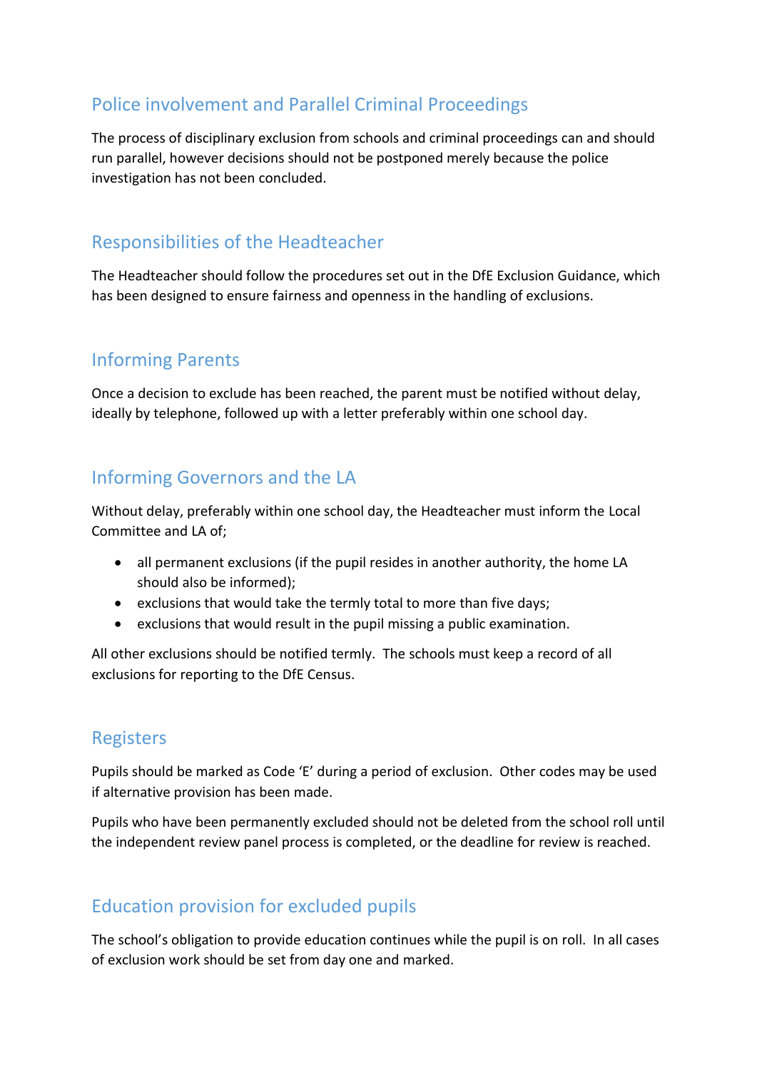## Police involvement and Parallel Criminal Proceedings

The process of disciplinary exclusion from schools and criminal proceedings can and should run parallel, however decisions should not be postponed merely because the police investigation has not been concluded.

## Responsibilities of the Headteacher

The Headteacher should follow the procedures set out in the DfE Exclusion Guidance, which has been designed to ensure fairness and openness in the handling of exclusions.

## Informing Parents

Once a decision to exclude has been reached, the parent must be notified without delay, ideally by telephone, followed up with a letter preferably within one school day.

## Informing Governors and the LA

Without delay, preferably within one school day, the Headteacher must inform the Local Committee and LA of;

- all permanent exclusions (if the pupil resides in another authority, the home LA should also be informed);
- exclusions that would take the termly total to more than five days;
- exclusions that would result in the pupil missing a public examination.

All other exclusions should be notified termly. The schools must keep a record of all exclusions for reporting to the DfE Census.

## Registers

Pupils should be marked as Code 'E' during a period of exclusion. Other codes may be used if alternative provision has been made.

Pupils who have been permanently excluded should not be deleted from the school roll until the independent review panel process is completed, or the deadline for review is reached.

## Education provision for excluded pupils

The school's obligation to provide education continues while the pupil is on roll. In all cases of exclusion work should be set from day one and marked.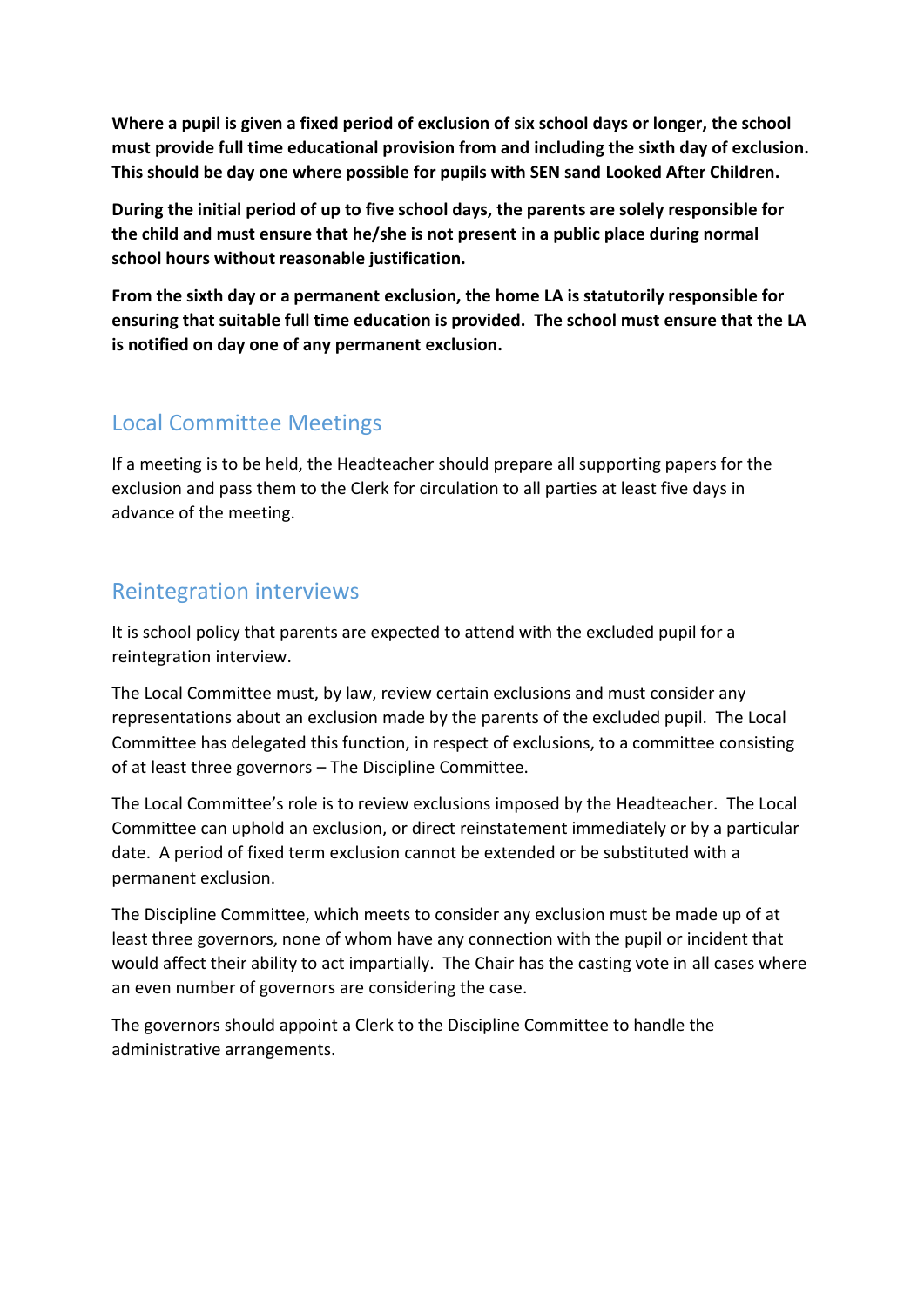**Where a pupil is given a fixed period of exclusion of six school days or longer, the school must provide full time educational provision from and including the sixth day of exclusion. This should be day one where possible for pupils with SEN sand Looked After Children.**

**During the initial period of up to five school days, the parents are solely responsible for the child and must ensure that he/she is not present in a public place during normal school hours without reasonable justification.**

**From the sixth day or a permanent exclusion, the home LA is statutorily responsible for ensuring that suitable full time education is provided. The school must ensure that the LA is notified on day one of any permanent exclusion.**

## Local Committee Meetings

If a meeting is to be held, the Headteacher should prepare all supporting papers for the exclusion and pass them to the Clerk for circulation to all parties at least five days in advance of the meeting.

## Reintegration interviews

It is school policy that parents are expected to attend with the excluded pupil for a reintegration interview.

The Local Committee must, by law, review certain exclusions and must consider any representations about an exclusion made by the parents of the excluded pupil. The Local Committee has delegated this function, in respect of exclusions, to a committee consisting of at least three governors – The Discipline Committee.

The Local Committee's role is to review exclusions imposed by the Headteacher. The Local Committee can uphold an exclusion, or direct reinstatement immediately or by a particular date. A period of fixed term exclusion cannot be extended or be substituted with a permanent exclusion.

The Discipline Committee, which meets to consider any exclusion must be made up of at least three governors, none of whom have any connection with the pupil or incident that would affect their ability to act impartially. The Chair has the casting vote in all cases where an even number of governors are considering the case.

The governors should appoint a Clerk to the Discipline Committee to handle the administrative arrangements.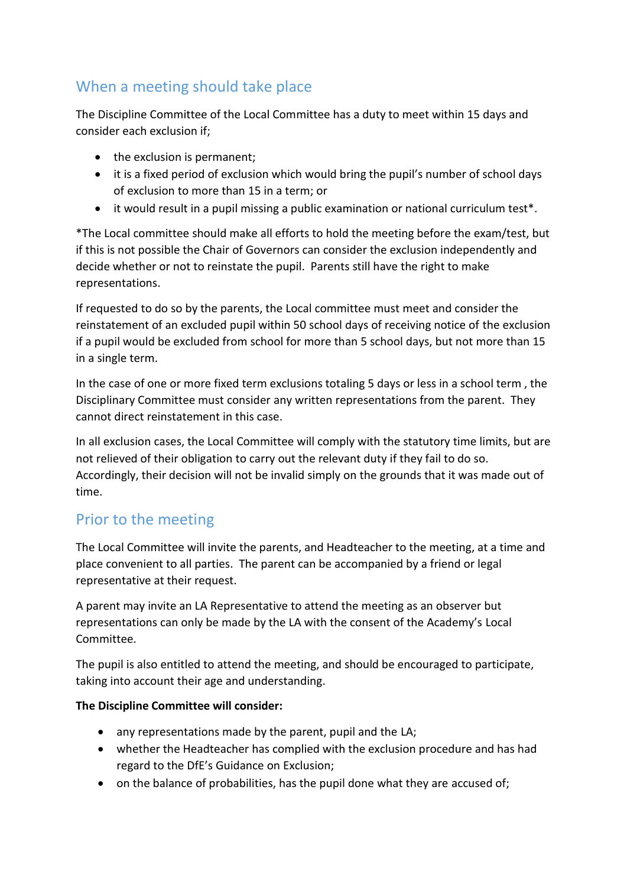## When a meeting should take place

The Discipline Committee of the Local Committee has a duty to meet within 15 days and consider each exclusion if;

- the exclusion is permanent;
- it is a fixed period of exclusion which would bring the pupil's number of school days of exclusion to more than 15 in a term; or
- it would result in a pupil missing a public examination or national curriculum test*.

*The Local committee should make all efforts to hold the meeting before the exam/test, but if this is not possible the Chair of Governors can consider the exclusion independently and decide whether or not to reinstate the pupil. Parents still have the right to make representations.

If requested to do so by the parents, the Local committee must meet and consider the reinstatement of an excluded pupil within 50 school days of receiving notice of the exclusion if a pupil would be excluded from school for more than 5 school days, but not more than 15 in a single term.

In the case of one or more fixed term exclusions totaling 5 days or less in a school term , the Disciplinary Committee must consider any written representations from the parent. They cannot direct reinstatement in this case.

In all exclusion cases, the Local Committee will comply with the statutory time limits, but are not relieved of their obligation to carry out the relevant duty if they fail to do so. Accordingly, their decision will not be invalid simply on the grounds that it was made out of time.

## Prior to the meeting

The Local Committee will invite the parents, and Headteacher to the meeting, at a time and place convenient to all parties. The parent can be accompanied by a friend or legal representative at their request.

A parent may invite an LA Representative to attend the meeting as an observer but representations can only be made by the LA with the consent of the Academy's Local Committee.

The pupil is also entitled to attend the meeting, and should be encouraged to participate, taking into account their age and understanding.

**The Discipline Committee will consider:**

- any representations made by the parent, pupil and the LA;
- whether the Headteacher has complied with the exclusion procedure and has had regard to the DfE's Guidance on Exclusion;
- on the balance of probabilities, has the pupil done what they are accused of;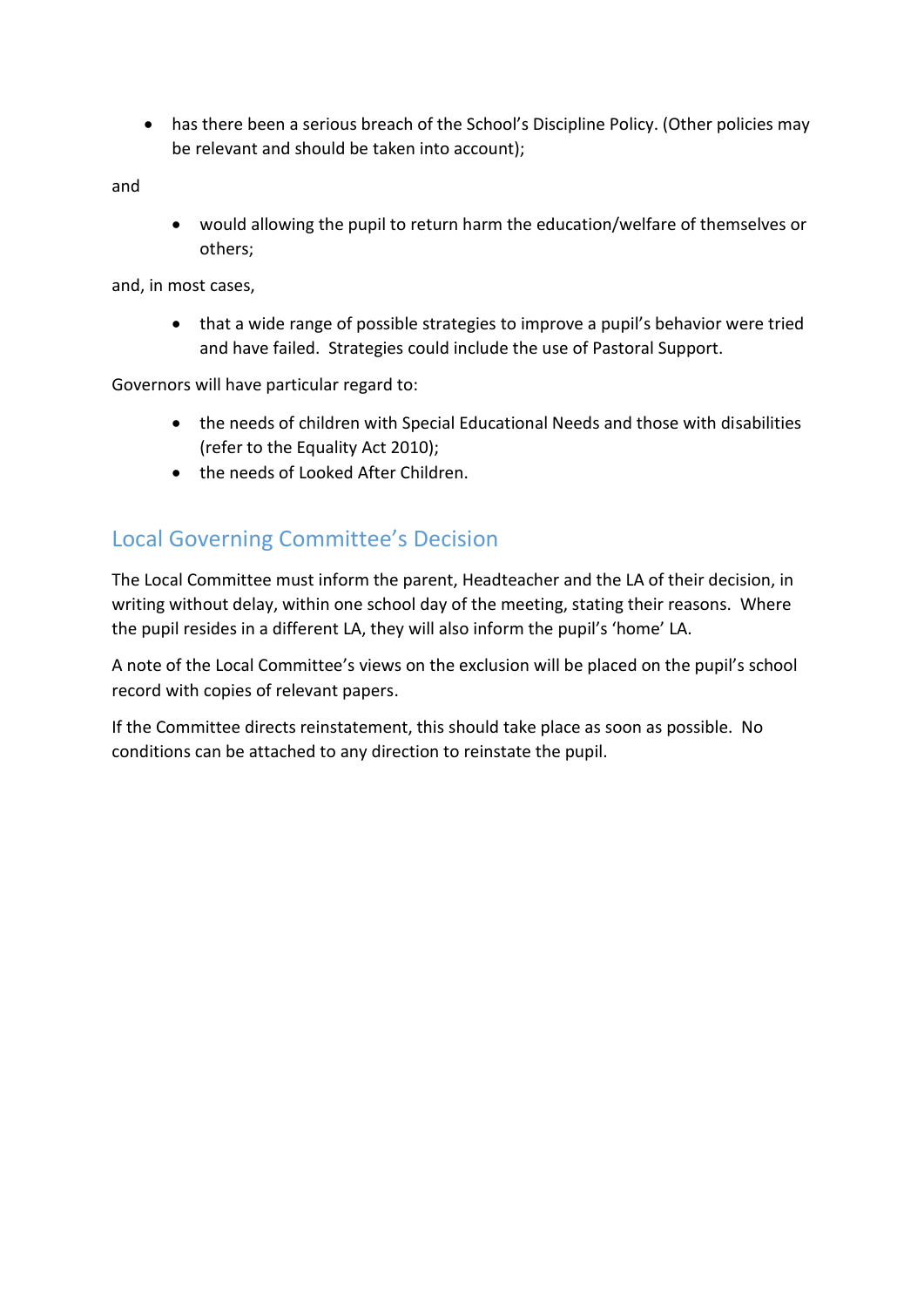- has there been a serious breach of the School's Discipline Policy. (Other policies may be relevant and should be taken into account);

and

- would allowing the pupil to return harm the education/welfare of themselves or others;

and, in most cases,

- that a wide range of possible strategies to improve a pupil's behavior were tried and have failed. Strategies could include the use of Pastoral Support.

Governors will have particular regard to:

- the needs of children with Special Educational Needs and those with disabilities (refer to the Equality Act 2010);
- the needs of Looked After Children.

## Local Governing Committee's Decision

The Local Committee must inform the parent, Headteacher and the LA of their decision, in writing without delay, within one school day of the meeting, stating their reasons. Where the pupil resides in a different LA, they will also inform the pupil's 'home' LA.

A note of the Local Committee's views on the exclusion will be placed on the pupil's school record with copies of relevant papers.

If the Committee directs reinstatement, this should take place as soon as possible. No conditions can be attached to any direction to reinstate the pupil.